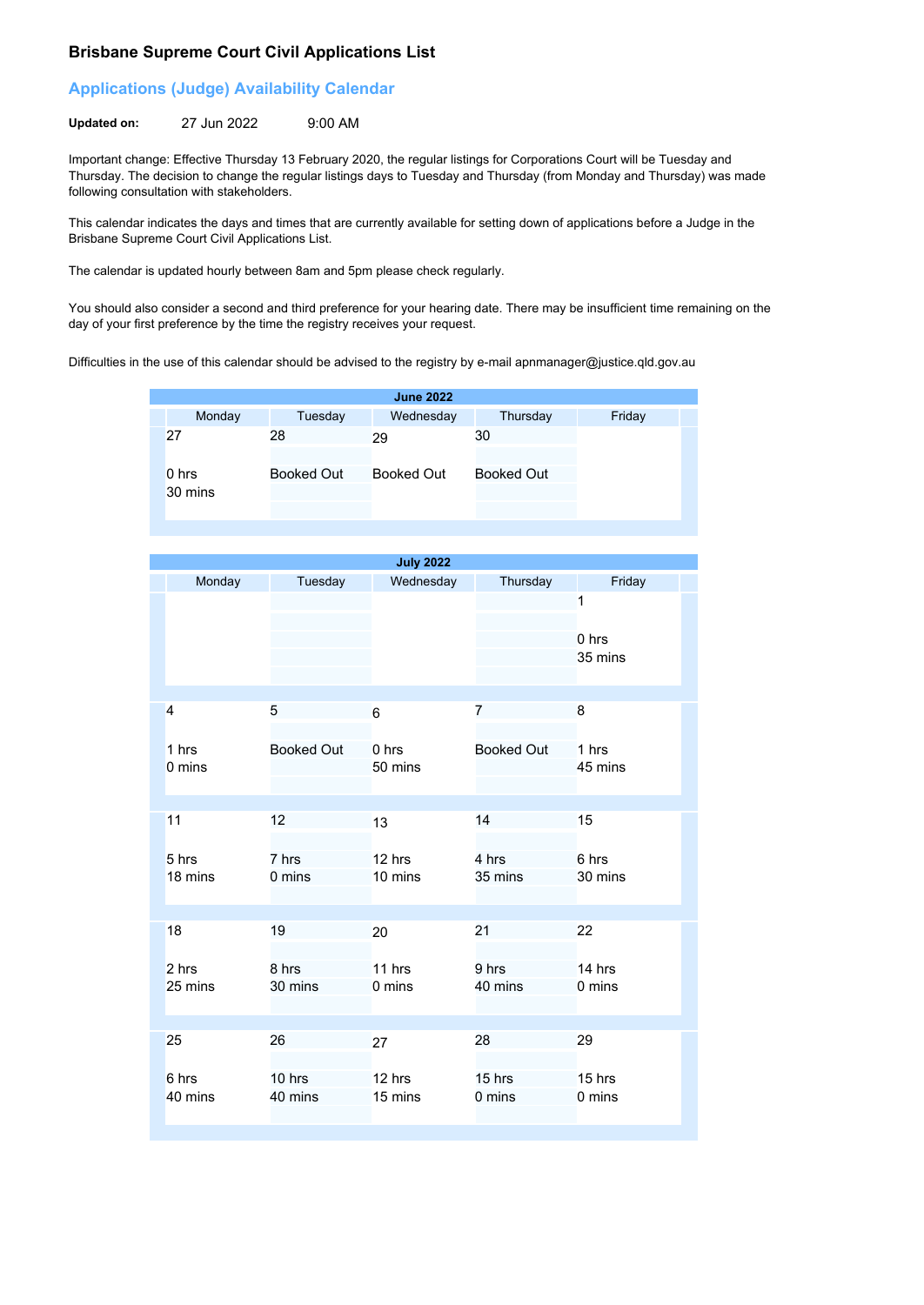# Brisbane Supreme Court Civil Applications List

## Applications (Judge) Availability Calendar

**Updated on:** 27 Jun 2022 9:00 AM

Important change: Effective Thursday 13 February 2020, the regular listings for Corporations Court will be Tuesday and Thursday. The decision to change the regular listings days to Tuesday and Thursday (from Monday and Thursday) was made following consultation with stakeholders.

This calendar indicates the days and times that are currently available for setting down of applications before a Judge in the Brisbane Supreme Court Civil Applications List.

The calendar is updated hourly between 8am and 5pm please check regularly.

You should also consider a second and third preference for your hearing date. There may be insufficient time remaining on the day of your first preference by the time the registry receives your request.

Difficulties in the use of this calendar should be advised to the registry by e-mail apnmanager@justice.qld.gov.au

**June 2022**

| Monday | Tuesday | Wednesday | Thursday | Friday |
|---|---|---|---|---|
| 27<br>0 hrs 30 mins | 28<br>Booked Out | 29<br>Booked Out | 30<br>Booked Out | |

**July 2022**

| Monday | Tuesday | Wednesday | Thursday | Friday |
|---|---|---|---|---|
| | | | | 1<br>0 hrs 35 mins |
| 4<br>1 hrs 0 mins | 5<br>Booked Out | 6<br>0 hrs 50 mins | 7<br>Booked Out | 8<br>1 hrs 45 mins |
| 11<br>5 hrs 18 mins | 12<br>7 hrs 0 mins | 13<br>12 hrs 10 mins | 14<br>4 hrs 35 mins | 15<br>6 hrs 30 mins |
| 18<br>2 hrs 25 mins | 19<br>8 hrs 30 mins | 20<br>11 hrs 0 mins | 21<br>9 hrs 40 mins | 22<br>14 hrs 0 mins |
| 25<br>6 hrs 40 mins | 26<br>10 hrs 40 mins | 27<br>12 hrs 15 mins | 28<br>15 hrs 0 mins | 29<br>15 hrs 0 mins |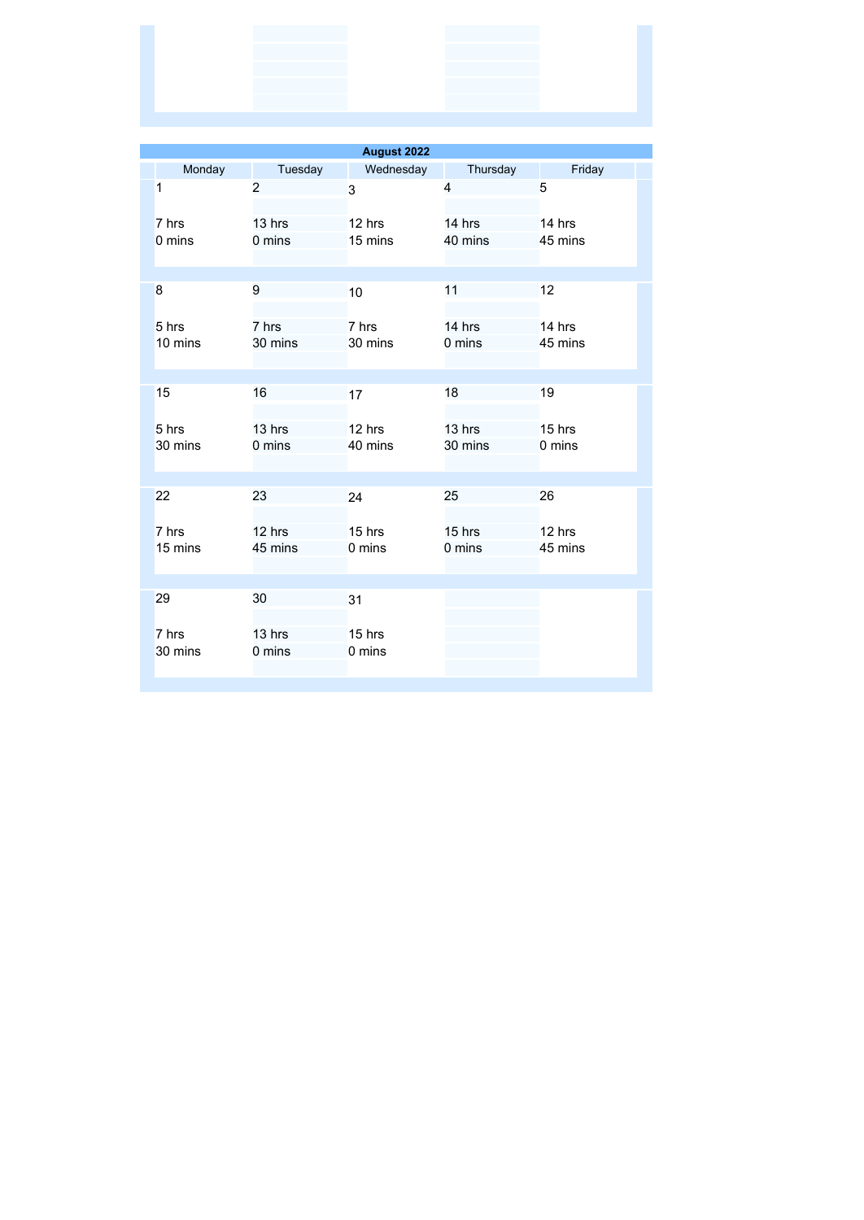## August 2022

| Monday | Tuesday | Wednesday | Thursday | Friday |
|---|---|---|---|---|
| 1<br><br>7 hrs<br>0 mins | 2<br><br>13 hrs<br>0 mins | 3<br><br>12 hrs<br>15 mins | 4<br><br>14 hrs<br>40 mins | 5<br><br>14 hrs<br>45 mins |
| 8<br><br>5 hrs<br>10 mins | 9<br><br>7 hrs<br>30 mins | 10<br><br>7 hrs<br>30 mins | 11<br><br>14 hrs<br>0 mins | 12<br><br>14 hrs<br>45 mins |
| 15<br><br>5 hrs<br>30 mins | 16<br><br>13 hrs<br>0 mins | 17<br><br>12 hrs<br>40 mins | 18<br><br>13 hrs<br>30 mins | 19<br><br>15 hrs<br>0 mins |
| 22<br><br>7 hrs<br>15 mins | 23<br><br>12 hrs<br>45 mins | 24<br><br>15 hrs<br>0 mins | 25<br><br>15 hrs<br>0 mins | 26<br><br>12 hrs<br>45 mins |
| 29<br><br>7 hrs<br>30 mins | 30<br><br>13 hrs<br>0 mins | 31<br><br>15 hrs<br>0 mins | | |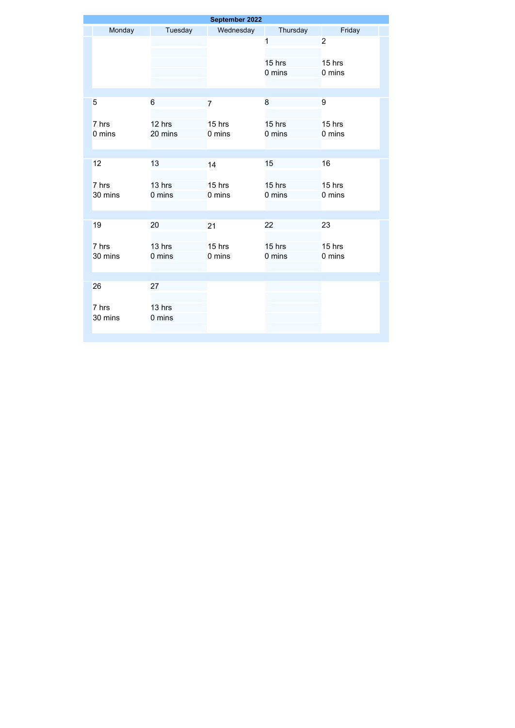**September 2022**

| Monday | Tuesday | Wednesday | Thursday | Friday |
| --- | --- | --- | --- | --- |
| | | | 1<br><br>15 hrs<br>0 mins | 2<br><br>15 hrs<br>0 mins |
| 5<br><br>7 hrs<br>0 mins | 6<br><br>12 hrs<br>20 mins | 7<br><br>15 hrs<br>0 mins | 8<br><br>15 hrs<br>0 mins | 9<br><br>15 hrs<br>0 mins |
| 12<br><br>7 hrs<br>30 mins | 13<br><br>13 hrs<br>0 mins | 14<br><br>15 hrs<br>0 mins | 15<br><br>15 hrs<br>0 mins | 16<br><br>15 hrs<br>0 mins |
| 19<br><br>7 hrs<br>30 mins | 20<br><br>13 hrs<br>0 mins | 21<br><br>15 hrs<br>0 mins | 22<br><br>15 hrs<br>0 mins | 23<br><br>15 hrs<br>0 mins |
| 26<br><br>7 hrs<br>30 mins | 27<br><br>13 hrs<br>0 mins | | | |